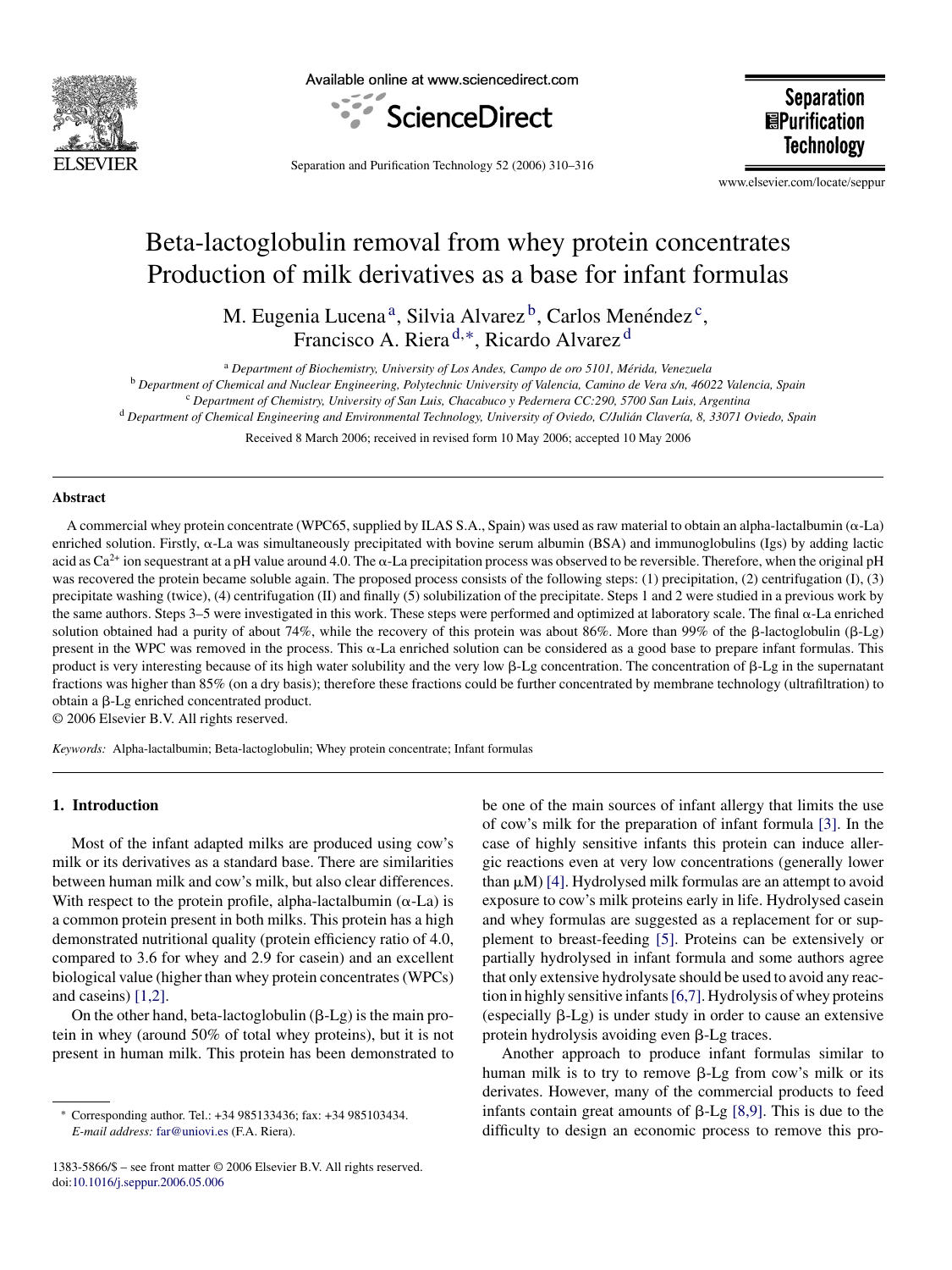# Beta-lactoglobulin removal from whey protein concentrates Production of milk derivatives as a base for infant formulas

M. Eugenia Lucena[a], Silvia Alvarez[b], Carlos Menéndez[c], Francisco A. Riera[d,*], Ricardo Alvarez[d]

[a] *Department of Biochemistry, University of Los Andes, Campo de oro 5101, Mérida, Venezuela*
[b] *Department of Chemical and Nuclear Engineering, Polytechnic University of Valencia, Camino de Vera s/n, 46022 Valencia, Spain*
[c] *Department of Chemistry, University of San Luis, Chacabuco y Pedernera CC:290, 5700 San Luis, Argentina*
[d] *Department of Chemical Engineering and Environmental Technology, University of Oviedo, C/Julián Clavería, 8, 33071 Oviedo, Spain*

Received 8 March 2006; received in revised form 10 May 2006; accepted 10 May 2006

## Abstract

A commercial whey protein concentrate (WPC65, supplied by ILAS S.A., Spain) was used as raw material to obtain an alpha-lactalbumin (α-La) enriched solution. Firstly, α-La was simultaneously precipitated with bovine serum albumin (BSA) and immunoglobulins (Igs) by adding lactic acid as $Ca^{2+}$ ion sequestrant at a pH value around 4.0. The α-La precipitation process was observed to be reversible. Therefore, when the original pH was recovered the protein became soluble again. The proposed process consists of the following steps: (1) precipitation, (2) centrifugation (I), (3) precipitate washing (twice), (4) centrifugation (II) and finally (5) solubilization of the precipitate. Steps 1 and 2 were studied in a previous work by the same authors. Steps 3–5 were investigated in this work. These steps were performed and optimized at laboratory scale. The final α-La enriched solution obtained had a purity of about 74%, while the recovery of this protein was about 86%. More than 99% of the β-lactoglobulin (β-Lg) present in the WPC was removed in the process. This α-La enriched solution can be considered as a good base to prepare infant formulas. This product is very interesting because of its high water solubility and the very low β-Lg concentration. The concentration of β-Lg in the supernatant fractions was higher than 85% (on a dry basis); therefore these fractions could be further concentrated by membrane technology (ultrafiltration) to obtain a β-Lg enriched concentrated product.

© 2006 Elsevier B.V. All rights reserved.

*Keywords:* Alpha-lactalbumin; Beta-lactoglobulin; Whey protein concentrate; Infant formulas

## 1. Introduction

Most of the infant adapted milks are produced using cow's milk or its derivatives as a standard base. There are similarities between human milk and cow's milk, but also clear differences. With respect to the protein profile, alpha-lactalbumin (α-La) is a common protein present in both milks. This protein has a high demonstrated nutritional quality (protein efficiency ratio of 4.0, compared to 3.6 for whey and 2.9 for casein) and an excellent biological value (higher than whey protein concentrates (WPCs) and caseins) [1,2].

On the other hand, beta-lactoglobulin (β-Lg) is the main protein in whey (around 50% of total whey proteins), but it is not present in human milk. This protein has been demonstrated to be one of the main sources of infant allergy that limits the use of cow's milk for the preparation of infant formula [3]. In the case of highly sensitive infants this protein can induce allergic reactions even at very low concentrations (generally lower than μM) [4]. Hydrolysed milk formulas are an attempt to avoid exposure to cow's milk proteins early in life. Hydrolysed casein and whey formulas are suggested as a replacement for or supplement to breast-feeding [5]. Proteins can be extensively or partially hydrolysed in infant formula and some authors agree that only extensive hydrolysate should be used to avoid any reaction in highly sensitive infants [6,7]. Hydrolysis of whey proteins (especially β-Lg) is under study in order to cause an extensive protein hydrolysis avoiding even β-Lg traces.

Another approach to produce infant formulas similar to human milk is to try to remove β-Lg from cow's milk or its derivates. However, many of the commercial products to feed infants contain great amounts of β-Lg [8,9]. This is due to the difficulty to design an economic process to remove this pro-

\* Corresponding author. Tel.: +34 985133436; fax: +34 985103434. *E-mail address:* far@uniovi.es (F.A. Riera).

1383-5866/$ – see front matter © 2006 Elsevier B.V. All rights reserved.
doi:10.1016/j.seppur.2006.05.006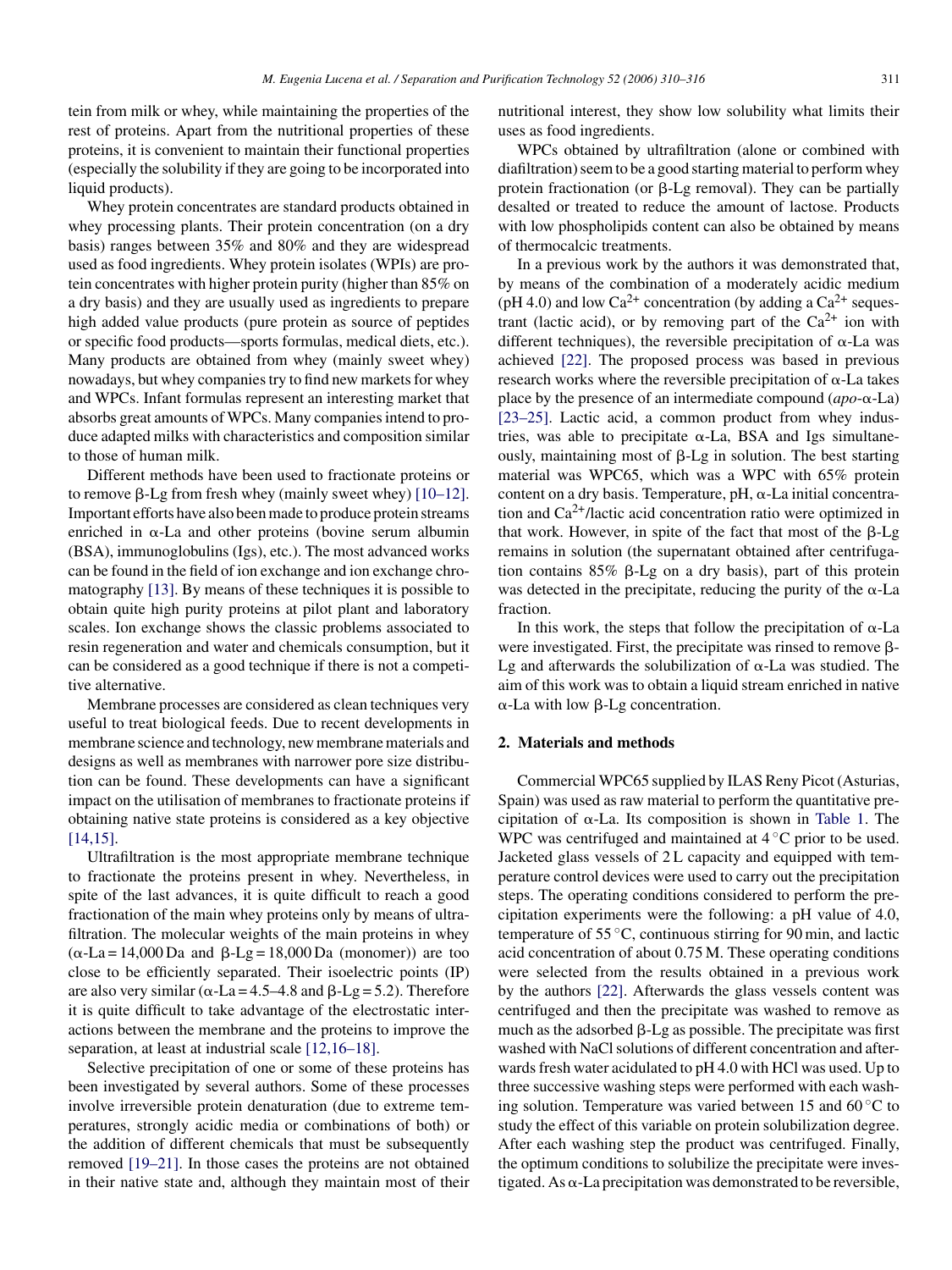tein from milk or whey, while maintaining the properties of the rest of proteins. Apart from the nutritional properties of these proteins, it is convenient to maintain their functional properties (especially the solubility if they are going to be incorporated into liquid products).

Whey protein concentrates are standard products obtained in whey processing plants. Their protein concentration (on a dry basis) ranges between 35% and 80% and they are widespread used as food ingredients. Whey protein isolates (WPIs) are protein concentrates with higher protein purity (higher than 85% on a dry basis) and they are usually used as ingredients to prepare high added value products (pure protein as source of peptides or specific food products—sports formulas, medical diets, etc.). Many products are obtained from whey (mainly sweet whey) nowadays, but whey companies try to find new markets for whey and WPCs. Infant formulas represent an interesting market that absorbs great amounts of WPCs. Many companies intend to produce adapted milks with characteristics and composition similar to those of human milk.

Different methods have been used to fractionate proteins or to remove β-Lg from fresh whey (mainly sweet whey) [10–12]. Important efforts have also been made to produce protein streams enriched in α-La and other proteins (bovine serum albumin (BSA), immunoglobulins (Igs), etc.). The most advanced works can be found in the field of ion exchange and ion exchange chromatography [13]. By means of these techniques it is possible to obtain quite high purity proteins at pilot plant and laboratory scales. Ion exchange shows the classic problems associated to resin regeneration and water and chemicals consumption, but it can be considered as a good technique if there is not a competitive alternative.

Membrane processes are considered as clean techniques very useful to treat biological feeds. Due to recent developments in membrane science and technology, new membrane materials and designs as well as membranes with narrower pore size distribution can be found. These developments can have a significant impact on the utilisation of membranes to fractionate proteins if obtaining native state proteins is considered as a key objective [14,15].

Ultrafiltration is the most appropriate membrane technique to fractionate the proteins present in whey. Nevertheless, in spite of the last advances, it is quite difficult to reach a good fractionation of the main whey proteins only by means of ultrafiltration. The molecular weights of the main proteins in whey (α-La = 14,000 Da and β-Lg = 18,000 Da (monomer)) are too close to be efficiently separated. Their isoelectric points (IP) are also very similar (α-La = 4.5–4.8 and β-Lg = 5.2). Therefore it is quite difficult to take advantage of the electrostatic interactions between the membrane and the proteins to improve the separation, at least at industrial scale [12,16–18].

Selective precipitation of one or some of these proteins has been investigated by several authors. Some of these processes involve irreversible protein denaturation (due to extreme temperatures, strongly acidic media or combinations of both) or the addition of different chemicals that must be subsequently removed [19–21]. In those cases the proteins are not obtained in their native state and, although they maintain most of their nutritional interest, they show low solubility what limits their uses as food ingredients.

WPCs obtained by ultrafiltration (alone or combined with diafiltration) seem to be a good starting material to perform whey protein fractionation (or β-Lg removal). They can be partially desalted or treated to reduce the amount of lactose. Products with low phospholipids content can also be obtained by means of thermocalcic treatments.

In a previous work by the authors it was demonstrated that, by means of the combination of a moderately acidic medium (pH 4.0) and low $Ca^{2+}$ concentration (by adding a $Ca^{2+}$ sequestrant (lactic acid), or by removing part of the $Ca^{2+}$ ion with different techniques), the reversible precipitation of α-La was achieved [22]. The proposed process was based in previous research works where the reversible precipitation of α-La takes place by the presence of an intermediate compound (*apo*-α-La) [23–25]. Lactic acid, a common product from whey industries, was able to precipitate α-La, BSA and Igs simultaneously, maintaining most of β-Lg in solution. The best starting material was WPC65, which was a WPC with 65% protein content on a dry basis. Temperature, pH, α-La initial concentration and $Ca^{2+}$/lactic acid concentration ratio were optimized in that work. However, in spite of the fact that most of the β-Lg remains in solution (the supernatant obtained after centrifugation contains 85% β-Lg on a dry basis), part of this protein was detected in the precipitate, reducing the purity of the α-La fraction.

In this work, the steps that follow the precipitation of α-La were investigated. First, the precipitate was rinsed to remove β-Lg and afterwards the solubilization of α-La was studied. The aim of this work was to obtain a liquid stream enriched in native α-La with low β-Lg concentration.

## 2. Materials and methods

Commercial WPC65 supplied by ILAS Reny Picot (Asturias, Spain) was used as raw material to perform the quantitative precipitation of α-La. Its composition is shown in Table 1. The WPC was centrifuged and maintained at 4 °C prior to be used. Jacketed glass vessels of 2 L capacity and equipped with temperature control devices were used to carry out the precipitation steps. The operating conditions considered to perform the precipitation experiments were the following: a pH value of 4.0, temperature of 55 °C, continuous stirring for 90 min, and lactic acid concentration of about 0.75 M. These operating conditions were selected from the results obtained in a previous work by the authors [22]. Afterwards the glass vessels content was centrifuged and then the precipitate was washed to remove as much as the adsorbed β-Lg as possible. The precipitate was first washed with NaCl solutions of different concentration and afterwards fresh water acidulated to pH 4.0 with HCl was used. Up to three successive washing steps were performed with each washing solution. Temperature was varied between 15 and 60 °C to study the effect of this variable on protein solubilization degree. After each washing step the product was centrifuged. Finally, the optimum conditions to solubilize the precipitate were investigated. As α-La precipitation was demonstrated to be reversible,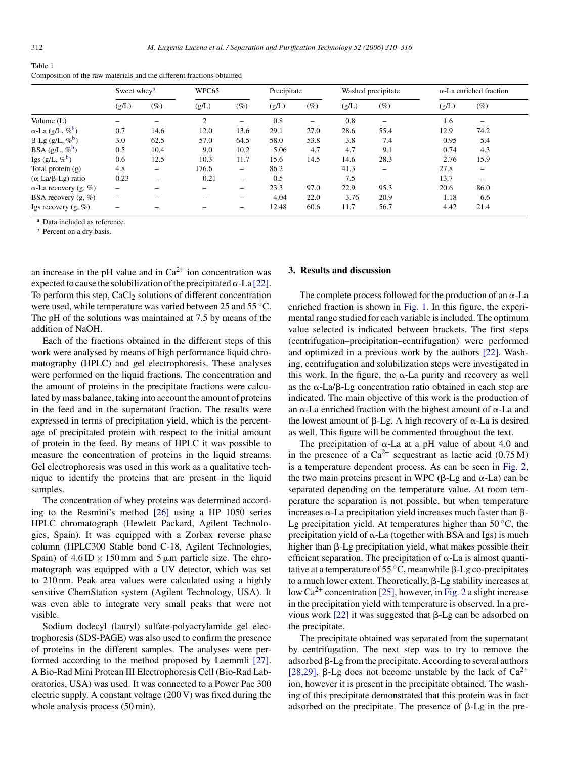Table 1
Composition of the raw materials and the different fractions obtained

| | Sweet whey[a] | | WPC65 | | Precipitate | | Washed precipitate | | α-La enriched fraction | |
|---|---|---|---|---|---|---|---|---|---|---|
| | (g/L) | (%) | (g/L) | (%) | (g/L) | (%) | (g/L) | (%) | (g/L) | (%) |
| Volume (L) | – | – | 2 | – | 0.8 | – | 0.8 | – | 1.6 | – |
| α-La (g/L, %[b]) | 0.7 | 14.6 | 12.0 | 13.6 | 29.1 | 27.0 | 28.6 | 55.4 | 12.9 | 74.2 |
| β-Lg (g/L, %[b]) | 3.0 | 62.5 | 57.0 | 64.5 | 58.0 | 53.8 | 3.8 | 7.4 | 0.95 | 5.4 |
| BSA (g/L, %[b]) | 0.5 | 10.4 | 9.0 | 10.2 | 5.06 | 4.7 | 4.7 | 9.1 | 0.74 | 4.3 |
| Igs (g/L, %[b]) | 0.6 | 12.5 | 10.3 | 11.7 | 15.6 | 14.5 | 14.6 | 28.3 | 2.76 | 15.9 |
| Total protein (g) | 4.8 | – | 176.6 | – | 86.2 | | 41.3 | – | 27.8 | – |
| (α-La/β-Lg) ratio | 0.23 | – | 0.21 | – | 0.5 | | 7.5 | – | 13.7 | – |
| α-La recovery (g, %) | – | – | – | – | 23.3 | 97.0 | 22.9 | 95.3 | 20.6 | 86.0 |
| BSA recovery (g, %) | – | – | – | – | 4.04 | 22.0 | 3.76 | 20.9 | 1.18 | 6.6 |
| Igs recovery (g, %) | – | – | – | – | 12.48 | 60.6 | 11.7 | 56.7 | 4.42 | 21.4 |

[a] Data included as reference.
[b] Percent on a dry basis.

an increase in the pH value and in $Ca^{2+}$ ion concentration was expected to cause the solubilization of the precipitated α-La [22]. To perform this step, $CaCl_2$ solutions of different concentration were used, while temperature was varied between 25 and 55 °C. The pH of the solutions was maintained at 7.5 by means of the addition of NaOH.

Each of the fractions obtained in the different steps of this work were analysed by means of high performance liquid chromatography (HPLC) and gel electrophoresis. These analyses were performed on the liquid fractions. The concentration and the amount of proteins in the precipitate fractions were calculated by mass balance, taking into account the amount of proteins in the feed and in the supernatant fraction. The results were expressed in terms of precipitation yield, which is the percentage of precipitated protein with respect to the initial amount of protein in the feed. By means of HPLC it was possible to measure the concentration of proteins in the liquid streams. Gel electrophoresis was used in this work as a qualitative technique to identify the proteins that are present in the liquid samples.

The concentration of whey proteins was determined according to the Resmini's method [26] using a HP 1050 series HPLC chromatograph (Hewlett Packard, Agilent Technologies, Spain). It was equipped with a Zorbax reverse phase column (HPLC300 Stable bond C-18, Agilent Technologies, Spain) of 4.6 ID × 150 mm and 5 μm particle size. The chromatograph was equipped with a UV detector, which was set to 210 nm. Peak area values were calculated using a highly sensitive ChemStation system (Agilent Technology, USA). It was even able to integrate very small peaks that were not visible.

Sodium dodecyl (lauryl) sulfate-polyacrylamide gel electrophoresis (SDS-PAGE) was also used to confirm the presence of proteins in the different samples. The analyses were performed according to the method proposed by Laemmli [27]. A Bio-Rad Mini Protean III Electrophoresis Cell (Bio-Rad Laboratories, USA) was used. It was connected to a Power Pac 300 electric supply. A constant voltage (200 V) was fixed during the whole analysis process (50 min).

## 3. Results and discussion

The complete process followed for the production of an α-La enriched fraction is shown in Fig. 1. In this figure, the experimental range studied for each variable is included. The optimum value selected is indicated between brackets. The first steps (centrifugation–precipitation–centrifugation) were performed and optimized in a previous work by the authors [22]. Washing, centrifugation and solubilization steps were investigated in this work. In the figure, the α-La purity and recovery as well as the α-La/β-Lg concentration ratio obtained in each step are indicated. The main objective of this work is the production of an α-La enriched fraction with the highest amount of α-La and the lowest amount of β-Lg. A high recovery of α-La is desired as well. This figure will be commented throughout the text.

The precipitation of α-La at a pH value of about 4.0 and in the presence of a $Ca^{2+}$ sequestrant as lactic acid (0.75 M) is a temperature dependent process. As can be seen in Fig. 2, the two main proteins present in WPC (β-Lg and α-La) can be separated depending on the temperature value. At room temperature the separation is not possible, but when temperature increases α-La precipitation yield increases much faster than β-Lg precipitation yield. At temperatures higher than 50 °C, the precipitation yield of α-La (together with BSA and Igs) is much higher than β-Lg precipitation yield, what makes possible their efficient separation. The precipitation of α-La is almost quantitative at a temperature of 55 °C, meanwhile β-Lg co-precipitates to a much lower extent. Theoretically, β-Lg stability increases at low $Ca^{2+}$ concentration [25], however, in Fig. 2 a slight increase in the precipitation yield with temperature is observed. In a previous work [22] it was suggested that β-Lg can be adsorbed on the precipitate.

The precipitate obtained was separated from the supernatant by centrifugation. The next step was to try to remove the adsorbed β-Lg from the precipitate. According to several authors [28,29], β-Lg does not become unstable by the lack of $Ca^{2+}$ ion, however it is present in the precipitate obtained. The washing of this precipitate demonstrated that this protein was in fact adsorbed on the precipitate. The presence of β-Lg in the pre-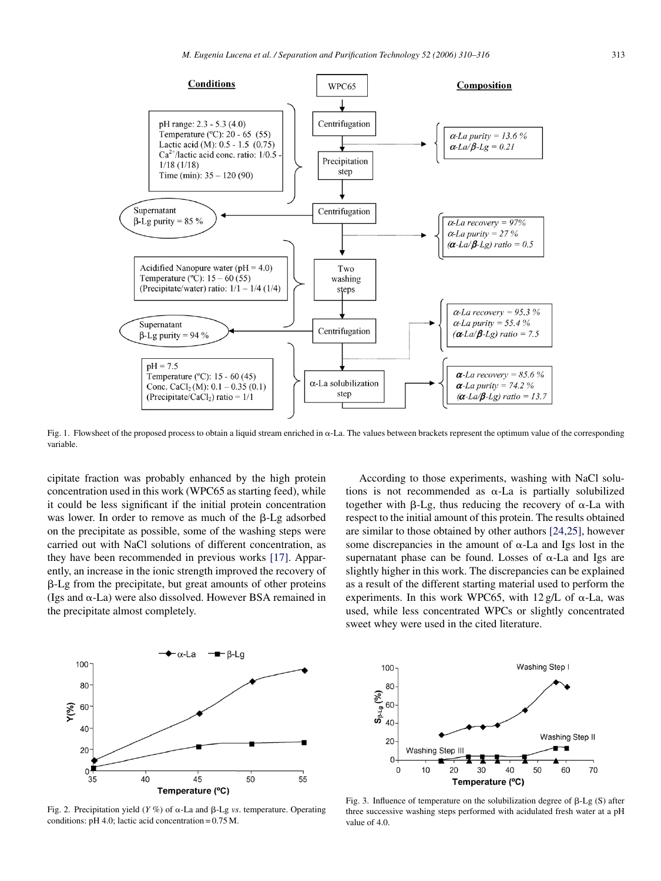Fig. 1. Flowsheet of the proposed process to obtain a liquid stream enriched in α-La. The values between brackets represent the optimum value of the corresponding variable.

cipitate fraction was probably enhanced by the high protein concentration used in this work (WPC65 as starting feed), while it could be less significant if the initial protein concentration was lower. In order to remove as much of the β-Lg adsorbed on the precipitate as possible, some of the washing steps were carried out with NaCl solutions of different concentration, as they have been recommended in previous works [17]. Apparently, an increase in the ionic strength improved the recovery of β-Lg from the precipitate, but great amounts of other proteins (Igs and α-La) were also dissolved. However BSA remained in the precipitate almost completely.

According to those experiments, washing with NaCl solutions is not recommended as α-La is partially solubilized together with β-Lg, thus reducing the recovery of α-La with respect to the initial amount of this protein. The results obtained are similar to those obtained by other authors [24,25], however some discrepancies in the amount of α-La and Igs lost in the supernatant phase can be found. Losses of α-La and Igs are slightly higher in this work. The discrepancies can be explained as a result of the different starting material used to perform the experiments. In this work WPC65, with 12 g/L of α-La, was used, while less concentrated WPCs or slightly concentrated sweet whey were used in the cited literature.

Fig. 2. Precipitation yield ($Y$ %) of α-La and β-Lg *vs*. temperature. Operating conditions: pH 4.0; lactic acid concentration = 0.75 M.

Fig. 3. Influence of temperature on the solubilization degree of β-Lg (S) after three successive washing steps performed with acidulated fresh water at a pH value of 4.0.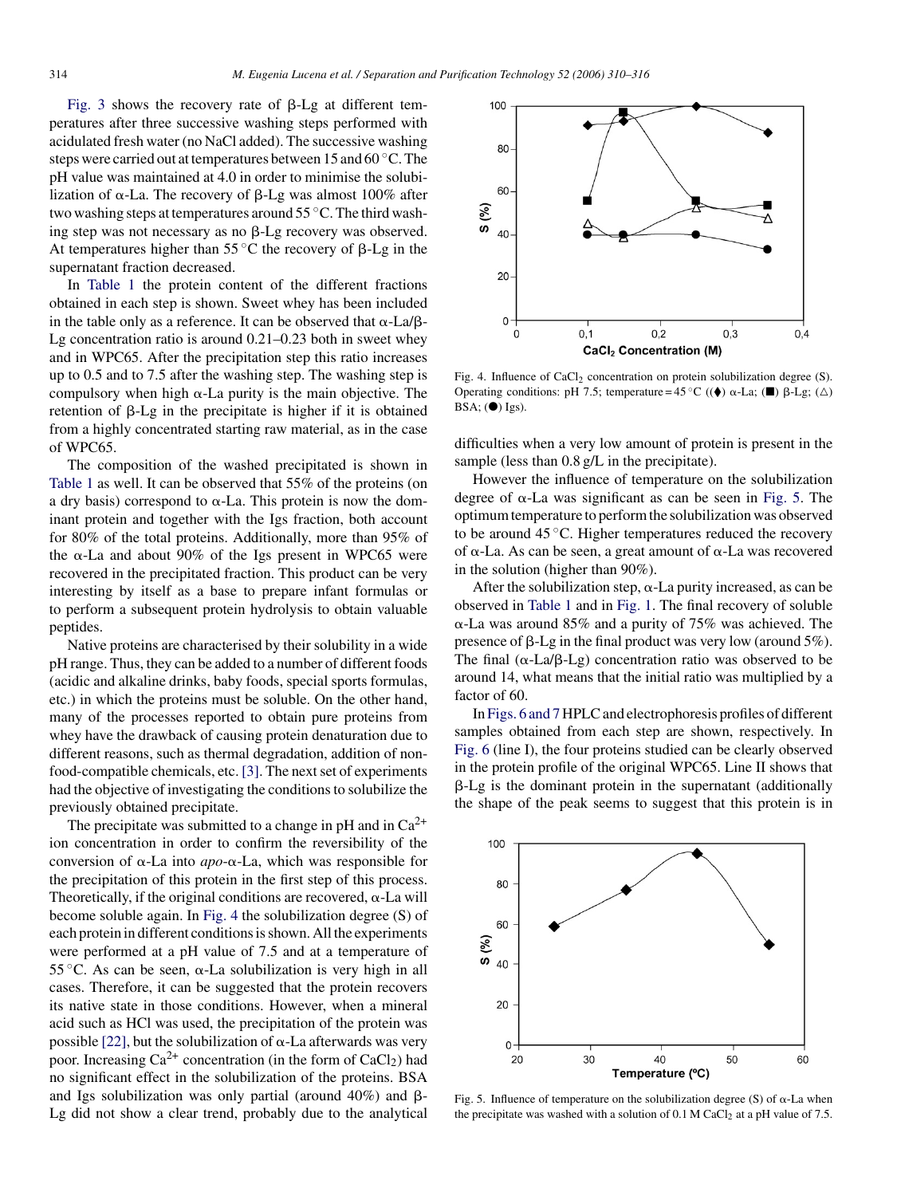Fig. 3 shows the recovery rate of β-Lg at different temperatures after three successive washing steps performed with acidulated fresh water (no NaCl added). The successive washing steps were carried out at temperatures between 15 and 60 °C. The pH value was maintained at 4.0 in order to minimise the solubilization of α-La. The recovery of β-Lg was almost 100% after two washing steps at temperatures around 55 °C. The third washing step was not necessary as no β-Lg recovery was observed. At temperatures higher than 55 °C the recovery of β-Lg in the supernatant fraction decreased.

In Table 1 the protein content of the different fractions obtained in each step is shown. Sweet whey has been included in the table only as a reference. It can be observed that α-La/β-Lg concentration ratio is around 0.21–0.23 both in sweet whey and in WPC65. After the precipitation step this ratio increases up to 0.5 and to 7.5 after the washing step. The washing step is compulsory when high α-La purity is the main objective. The retention of β-Lg in the precipitate is higher if it is obtained from a highly concentrated starting raw material, as in the case of WPC65.

The composition of the washed precipitated is shown in Table 1 as well. It can be observed that 55% of the proteins (on a dry basis) correspond to α-La. This protein is now the dominant protein and together with the Igs fraction, both account for 80% of the total proteins. Additionally, more than 95% of the α-La and about 90% of the Igs present in WPC65 were recovered in the precipitated fraction. This product can be very interesting by itself as a base to prepare infant formulas or to perform a subsequent protein hydrolysis to obtain valuable peptides.

Native proteins are characterised by their solubility in a wide pH range. Thus, they can be added to a number of different foods (acidic and alkaline drinks, baby foods, special sports formulas, etc.) in which the proteins must be soluble. On the other hand, many of the processes reported to obtain pure proteins from whey have the drawback of causing protein denaturation due to different reasons, such as thermal degradation, addition of non-food-compatible chemicals, etc. [3]. The next set of experiments had the objective of investigating the conditions to solubilize the previously obtained precipitate.

The precipitate was submitted to a change in pH and in $Ca^{2+}$ ion concentration in order to confirm the reversibility of the conversion of α-La into *apo*-α-La, which was responsible for the precipitation of this protein in the first step of this process. Theoretically, if the original conditions are recovered, α-La will become soluble again. In Fig. 4 the solubilization degree (S) of each protein in different conditions is shown. All the experiments were performed at a pH value of 7.5 and at a temperature of 55 °C. As can be seen, α-La solubilization is very high in all cases. Therefore, it can be suggested that the protein recovers its native state in those conditions. However, when a mineral acid such as HCl was used, the precipitation of the protein was possible [22], but the solubilization of α-La afterwards was very poor. Increasing $Ca^{2+}$ concentration (in the form of $CaCl_2$) had no significant effect in the solubilization of the proteins. BSA and Igs solubilization was only partial (around 40%) and β-Lg did not show a clear trend, probably due to the analytical difficulties when a very low amount of protein is present in the sample (less than 0.8 g/L in the precipitate).

Fig. 4. Influence of $CaCl_2$ concentration on protein solubilization degree (S). Operating conditions: pH 7.5; temperature = 45 °C ((♦) α-La; (■) β-Lg; (△) BSA; (●) Igs).

However the influence of temperature on the solubilization degree of α-La was significant as can be seen in Fig. 5. The optimum temperature to perform the solubilization was observed to be around 45 °C. Higher temperatures reduced the recovery of α-La. As can be seen, a great amount of α-La was recovered in the solution (higher than 90%).

After the solubilization step, α-La purity increased, as can be observed in Table 1 and in Fig. 1. The final recovery of soluble α-La was around 85% and a purity of 75% was achieved. The presence of β-Lg in the final product was very low (around 5%). The final (α-La/β-Lg) concentration ratio was observed to be around 14, what means that the initial ratio was multiplied by a factor of 60.

In Figs. 6 and 7 HPLC and electrophoresis profiles of different samples obtained from each step are shown, respectively. In Fig. 6 (line I), the four proteins studied can be clearly observed in the protein profile of the original WPC65. Line II shows that β-Lg is the dominant protein in the supernatant (additionally the shape of the peak seems to suggest that this protein is in

Fig. 5. Influence of temperature on the solubilization degree (S) of α-La when the precipitate was washed with a solution of 0.1 M $CaCl_2$ at a pH value of 7.5.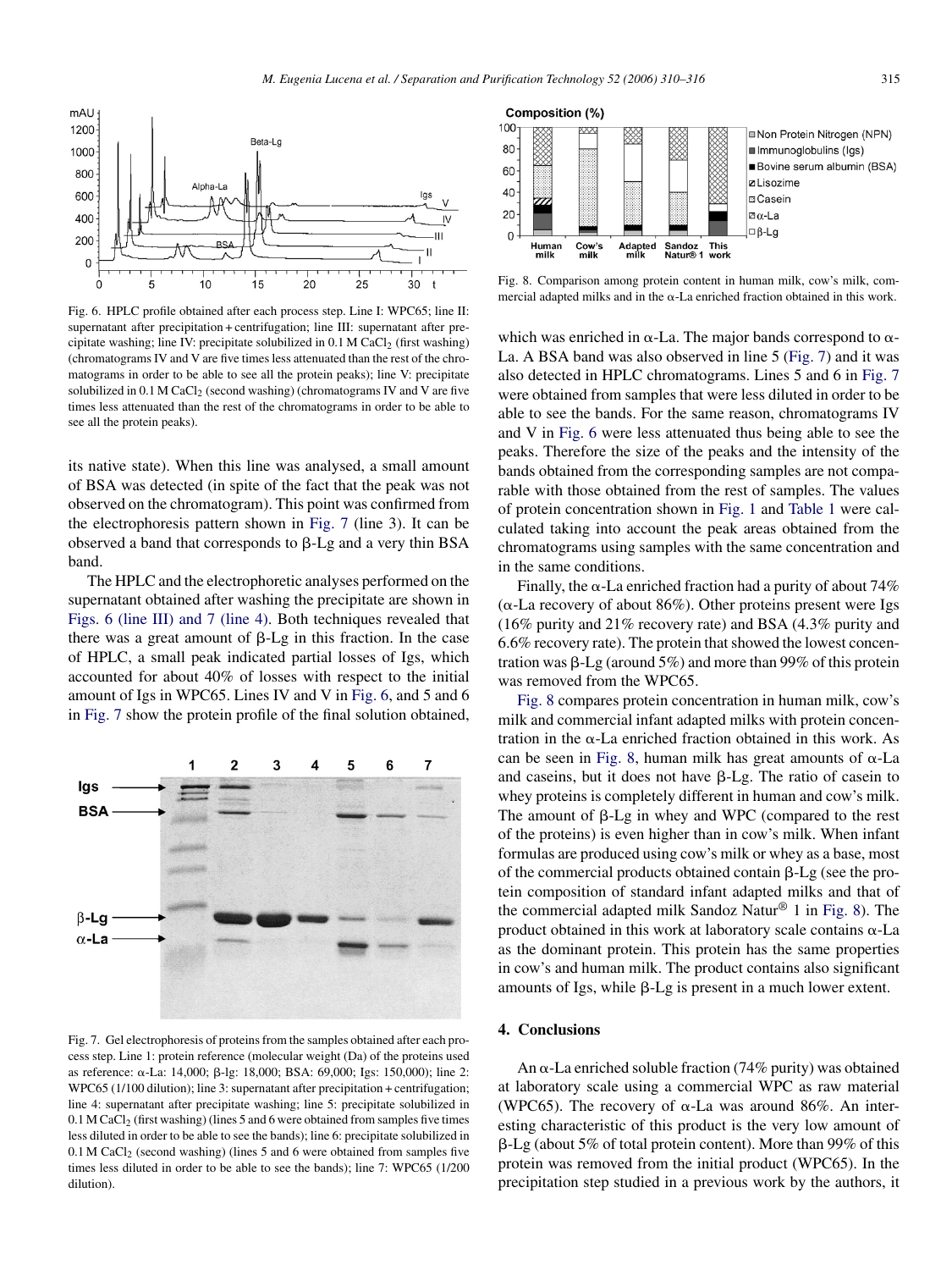Fig. 6. HPLC profile obtained after each process step. Line I: WPC65; line II: supernatant after precipitation + centrifugation; line III: supernatant after precipitate washing; line IV: precipitate solubilized in 0.1 M $CaCl_2$ (first washing) (chromatograms IV and V are five times less attenuated than the rest of the chromatograms in order to be able to see all the protein peaks); line V: precipitate solubilized in 0.1 M $CaCl_2$ (second washing) (chromatograms IV and V are five times less attenuated than the rest of the chromatograms in order to be able to see all the protein peaks).

its native state). When this line was analysed, a small amount of BSA was detected (in spite of the fact that the peak was not observed on the chromatogram). This point was confirmed from the electrophoresis pattern shown in Fig. 7 (line 3). It can be observed a band that corresponds to β-Lg and a very thin BSA band.

The HPLC and the electrophoretic analyses performed on the supernatant obtained after washing the precipitate are shown in Figs. 6 (line III) and 7 (line 4). Both techniques revealed that there was a great amount of β-Lg in this fraction. In the case of HPLC, a small peak indicated partial losses of Igs, which accounted for about 40% of losses with respect to the initial amount of Igs in WPC65. Lines IV and V in Fig. 6, and 5 and 6 in Fig. 7 show the protein profile of the final solution obtained, which was enriched in α-La. The major bands correspond to α-La. A BSA band was also observed in line 5 (Fig. 7) and it was also detected in HPLC chromatograms. Lines 5 and 6 in Fig. 7 were obtained from samples that were less diluted in order to be able to see the bands. For the same reason, chromatograms IV and V in Fig. 6 were less attenuated thus being able to see the peaks. Therefore the size of the peaks and the intensity of the bands obtained from the corresponding samples are not comparable with those obtained from the rest of samples. The values of protein concentration shown in Fig. 1 and Table 1 were calculated taking into account the peak areas obtained from the chromatograms using samples with the same concentration and in the same conditions.

Fig. 7. Gel electrophoresis of proteins from the samples obtained after each process step. Line 1: protein reference (molecular weight (Da) of the proteins used as reference: α-La: 14,000; β-lg: 18,000; BSA: 69,000; Igs: 150,000); line 2: WPC65 (1/100 dilution); line 3: supernatant after precipitation + centrifugation; line 4: supernatant after precipitate washing; line 5: precipitate solubilized in 0.1 M $CaCl_2$ (first washing) (lines 5 and 6 were obtained from samples five times less diluted in order to be able to see the bands); line 6: precipitate solubilized in 0.1 M $CaCl_2$ (second washing) (lines 5 and 6 were obtained from samples five times less diluted in order to be able to see the bands); line 7: WPC65 (1/200 dilution).

Fig. 8. Comparison among protein content in human milk, cow's milk, commercial adapted milks and in the α-La enriched fraction obtained in this work.

Finally, the α-La enriched fraction had a purity of about 74% (α-La recovery of about 86%). Other proteins present were Igs (16% purity and 21% recovery rate) and BSA (4.3% purity and 6.6% recovery rate). The protein that showed the lowest concentration was β-Lg (around 5%) and more than 99% of this protein was removed from the WPC65.

Fig. 8 compares protein concentration in human milk, cow's milk and commercial infant adapted milks with protein concentration in the α-La enriched fraction obtained in this work. As can be seen in Fig. 8, human milk has great amounts of α-La and caseins, but it does not have β-Lg. The ratio of casein to whey proteins is completely different in human and cow's milk. The amount of β-Lg in whey and WPC (compared to the rest of the proteins) is even higher than in cow's milk. When infant formulas are produced using cow's milk or whey as a base, most of the commercial products obtained contain β-Lg (see the protein composition of standard infant adapted milks and that of the commercial adapted milk Sandoz Natur® 1 in Fig. 8). The product obtained in this work at laboratory scale contains α-La as the dominant protein. This protein has the same properties in cow's and human milk. The product contains also significant amounts of Igs, while β-Lg is present in a much lower extent.

## 4. Conclusions

An α-La enriched soluble fraction (74% purity) was obtained at laboratory scale using a commercial WPC as raw material (WPC65). The recovery of α-La was around 86%. An interesting characteristic of this product is the very low amount of β-Lg (about 5% of total protein content). More than 99% of this protein was removed from the initial product (WPC65). In the precipitation step studied in a previous work by the authors, it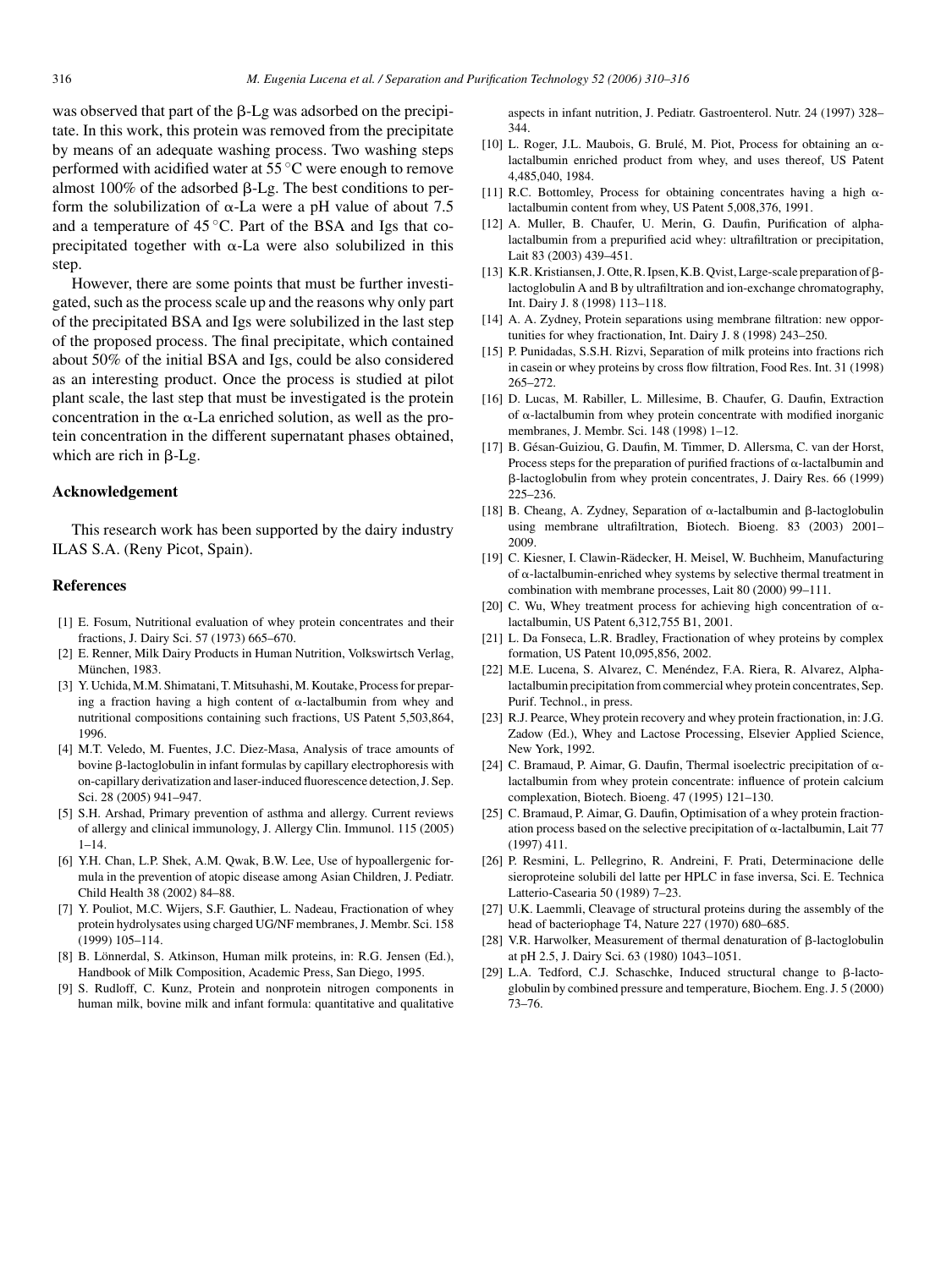was observed that part of the β-Lg was adsorbed on the precipitate. In this work, this protein was removed from the precipitate by means of an adequate washing process. Two washing steps performed with acidified water at 55 °C were enough to remove almost 100% of the adsorbed β-Lg. The best conditions to perform the solubilization of α-La were a pH value of about 7.5 and a temperature of 45 °C. Part of the BSA and Igs that coprecipitated together with α-La were also solubilized in this step.

However, there are some points that must be further investigated, such as the process scale up and the reasons why only part of the precipitated BSA and Igs were solubilized in the last step of the proposed process. The final precipitate, which contained about 50% of the initial BSA and Igs, could be also considered as an interesting product. Once the process is studied at pilot plant scale, the last step that must be investigated is the protein concentration in the α-La enriched solution, as well as the protein concentration in the different supernatant phases obtained, which are rich in β-Lg.

## Acknowledgement

This research work has been supported by the dairy industry ILAS S.A. (Reny Picot, Spain).

## References

[1] E. Fosum, Nutritional evaluation of whey protein concentrates and their fractions, J. Dairy Sci. 57 (1973) 665–670.

[2] E. Renner, Milk Dairy Products in Human Nutrition, Volkswirtsch Verlag, München, 1983.

[3] Y. Uchida, M.M. Shimatani, T. Mitsuhashi, M. Koutake, Process for preparing a fraction having a high content of α-lactalbumin from whey and nutritional compositions containing such fractions, US Patent 5,503,864, 1996.

[4] M.T. Veledo, M. Fuentes, J.C. Diez-Masa, Analysis of trace amounts of bovine β-lactoglobulin in infant formulas by capillary electrophoresis with on-capillary derivatization and laser-induced fluorescence detection, J. Sep. Sci. 28 (2005) 941–947.

[5] S.H. Arshad, Primary prevention of asthma and allergy. Current reviews of allergy and clinical immunology, J. Allergy Clin. Immunol. 115 (2005) 1–14.

[6] Y.H. Chan, L.P. Shek, A.M. Qwak, B.W. Lee, Use of hypoallergenic formula in the prevention of atopic disease among Asian Children, J. Pediatr. Child Health 38 (2002) 84–88.

[7] Y. Pouliot, M.C. Wijers, S.F. Gauthier, L. Nadeau, Fractionation of whey protein hydrolysates using charged UG/NF membranes, J. Membr. Sci. 158 (1999) 105–114.

[8] B. Lönnerdal, S. Atkinson, Human milk proteins, in: R.G. Jensen (Ed.), Handbook of Milk Composition, Academic Press, San Diego, 1995.

[9] S. Rudloff, C. Kunz, Protein and nonprotein nitrogen components in human milk, bovine milk and infant formula: quantitative and qualitative aspects in infant nutrition, J. Pediatr. Gastroenterol. Nutr. 24 (1997) 328–344.

[10] L. Roger, J.L. Maubois, G. Brulé, M. Piot, Process for obtaining an α-lactalbumin enriched product from whey, and uses thereof, US Patent 4,485,040, 1984.

[11] R.C. Bottomley, Process for obtaining concentrates having a high α-lactalbumin content from whey, US Patent 5,008,376, 1991.

[12] A. Muller, B. Chaufer, U. Merin, G. Daufin, Purification of alpha-lactalbumin from a prepurified acid whey: ultrafiltration or precipitation, Lait 83 (2003) 439–451.

[13] K.R. Kristiansen, J. Otte, R. Ipsen, K.B. Qvist, Large-scale preparation of β-lactoglobulin A and B by ultrafiltration and ion-exchange chromatography, Int. Dairy J. 8 (1998) 113–118.

[14] A. A. Zydney, Protein separations using membrane filtration: new opportunities for whey fractionation, Int. Dairy J. 8 (1998) 243–250.

[15] P. Punidadas, S.S.H. Rizvi, Separation of milk proteins into fractions rich in casein or whey proteins by cross flow filtration, Food Res. Int. 31 (1998) 265–272.

[16] D. Lucas, M. Rabiller, L. Millesime, B. Chaufer, G. Daufin, Extraction of α-lactalbumin from whey protein concentrate with modified inorganic membranes, J. Membr. Sci. 148 (1998) 1–12.

[17] B. Gésan-Guiziou, G. Daufin, M. Timmer, D. Allersma, C. van der Horst, Process steps for the preparation of purified fractions of α-lactalbumin and β-lactoglobulin from whey protein concentrates, J. Dairy Res. 66 (1999) 225–236.

[18] B. Cheang, A. Zydney, Separation of α-lactalbumin and β-lactoglobulin using membrane ultrafiltration, Biotech. Bioeng. 83 (2003) 2001–2009.

[19] C. Kiesner, I. Clawin-Rädecker, H. Meisel, W. Buchheim, Manufacturing of α-lactalbumin-enriched whey systems by selective thermal treatment in combination with membrane processes, Lait 80 (2000) 99–111.

[20] C. Wu, Whey treatment process for achieving high concentration of α-lactalbumin, US Patent 6,312,755 B1, 2001.

[21] L. Da Fonseca, L.R. Bradley, Fractionation of whey proteins by complex formation, US Patent 10,095,856, 2002.

[22] M.E. Lucena, S. Alvarez, C. Menéndez, F.A. Riera, R. Alvarez, Alpha-lactalbumin precipitation from commercial whey protein concentrates, Sep. Purif. Technol., in press.

[23] R.J. Pearce, Whey protein recovery and whey protein fractionation, in: J.G. Zadow (Ed.), Whey and Lactose Processing, Elsevier Applied Science, New York, 1992.

[24] C. Bramaud, P. Aimar, G. Daufin, Thermal isoelectric precipitation of α-lactalbumin from whey protein concentrate: influence of protein calcium complexation, Biotech. Bioeng. 47 (1995) 121–130.

[25] C. Bramaud, P. Aimar, G. Daufin, Optimisation of a whey protein fractionation process based on the selective precipitation of α-lactalbumin, Lait 77 (1997) 411.

[26] P. Resmini, L. Pellegrino, R. Andreini, F. Prati, Determinacione delle sieroproteine solubili del latte per HPLC in fase inversa, Sci. E. Technica Latterio-Casearia 50 (1989) 7–23.

[27] U.K. Laemmli, Cleavage of structural proteins during the assembly of the head of bacteriophage T4, Nature 227 (1970) 680–685.

[28] V.R. Harwolker, Measurement of thermal denaturation of β-lactoglobulin at pH 2.5, J. Dairy Sci. 63 (1980) 1043–1051.

[29] L.A. Tedford, C.J. Schaschke, Induced structural change to β-lactoglobulin by combined pressure and temperature, Biochem. Eng. J. 5 (2000) 73–76.